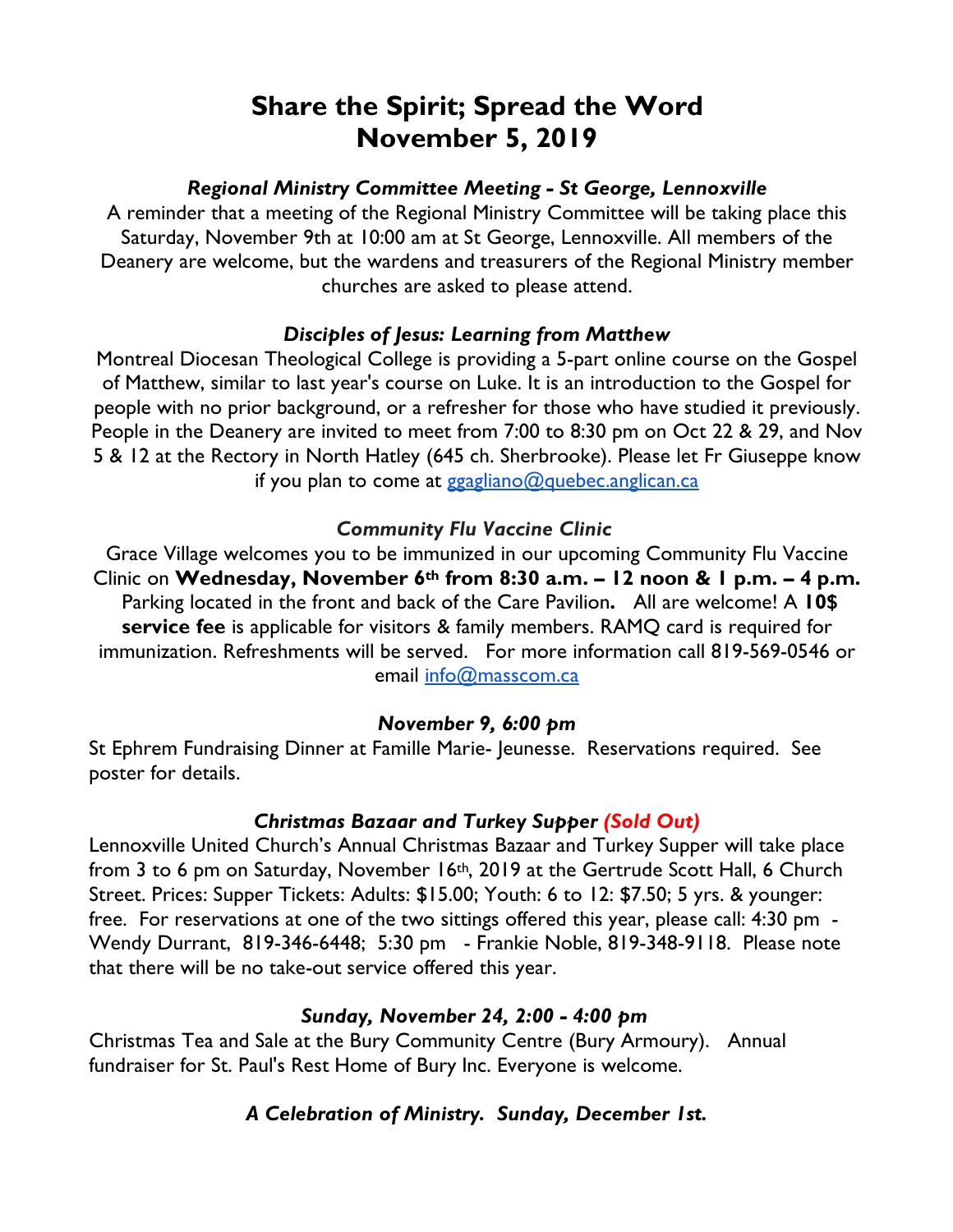# Share the Spirit; Spread the Word
# November 5, 2019

### *Regional Ministry Committee Meeting - St George, Lennoxville*

A reminder that a meeting of the Regional Ministry Committee will be taking place this Saturday, November 9th at 10:00 am at St George, Lennoxville. All members of the Deanery are welcome, but the wardens and treasurers of the Regional Ministry member churches are asked to please attend.

### *Disciples of Jesus: Learning from Matthew*

Montreal Diocesan Theological College is providing a 5-part online course on the Gospel of Matthew, similar to last year's course on Luke. It is an introduction to the Gospel for people with no prior background, or a refresher for those who have studied it previously. People in the Deanery are invited to meet from 7:00 to 8:30 pm on Oct 22 & 29, and Nov 5 & 12 at the Rectory in North Hatley (645 ch. Sherbrooke). Please let Fr Giuseppe know if you plan to come at ggagliano@quebec.anglican.ca

### *Community Flu Vaccine Clinic*

Grace Village welcomes you to be immunized in our upcoming Community Flu Vaccine Clinic on **Wednesday, November 6th from 8:30 a.m. – 12 noon & 1 p.m. – 4 p.m.** Parking located in the front and back of the Care Pavilion**.** All are welcome! A **10$ service fee** is applicable for visitors & family members. RAMQ card is required for immunization. Refreshments will be served. For more information call 819-569-0546 or email info@masscom.ca

### *November 9, 6:00 pm*

St Ephrem Fundraising Dinner at Famille Marie- Jeunesse. Reservations required. See poster for details.

### *Christmas Bazaar and Turkey Supper (Sold Out)*

Lennoxville United Church's Annual Christmas Bazaar and Turkey Supper will take place from 3 to 6 pm on Saturday, November 16th, 2019 at the Gertrude Scott Hall, 6 Church Street. Prices: Supper Tickets: Adults: $15.00; Youth: 6 to 12: $7.50; 5 yrs. & younger: free. For reservations at one of the two sittings offered this year, please call: 4:30 pm - Wendy Durrant, 819-346-6448; 5:30 pm - Frankie Noble, 819-348-9118. Please note that there will be no take-out service offered this year.

### *Sunday, November 24, 2:00 - 4:00 pm*

Christmas Tea and Sale at the Bury Community Centre (Bury Armoury). Annual fundraiser for St. Paul's Rest Home of Bury Inc. Everyone is welcome.

### *A Celebration of Ministry. Sunday, December 1st.*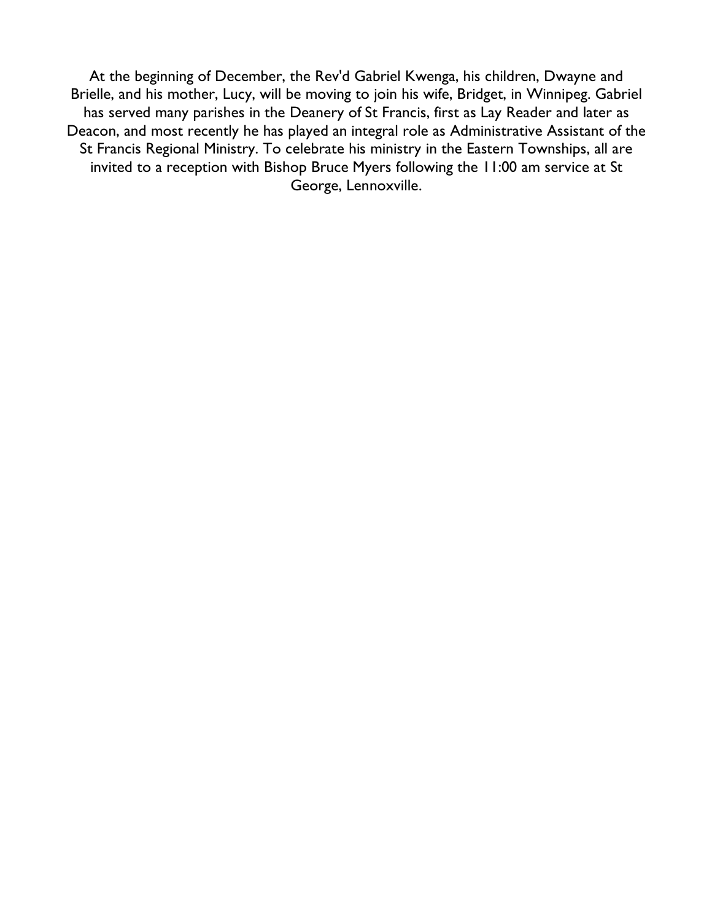At the beginning of December, the Rev'd Gabriel Kwenga, his children, Dwayne and Brielle, and his mother, Lucy, will be moving to join his wife, Bridget, in Winnipeg. Gabriel has served many parishes in the Deanery of St Francis, first as Lay Reader and later as Deacon, and most recently he has played an integral role as Administrative Assistant of the St Francis Regional Ministry. To celebrate his ministry in the Eastern Townships, all are invited to a reception with Bishop Bruce Myers following the 11:00 am service at St George, Lennoxville.